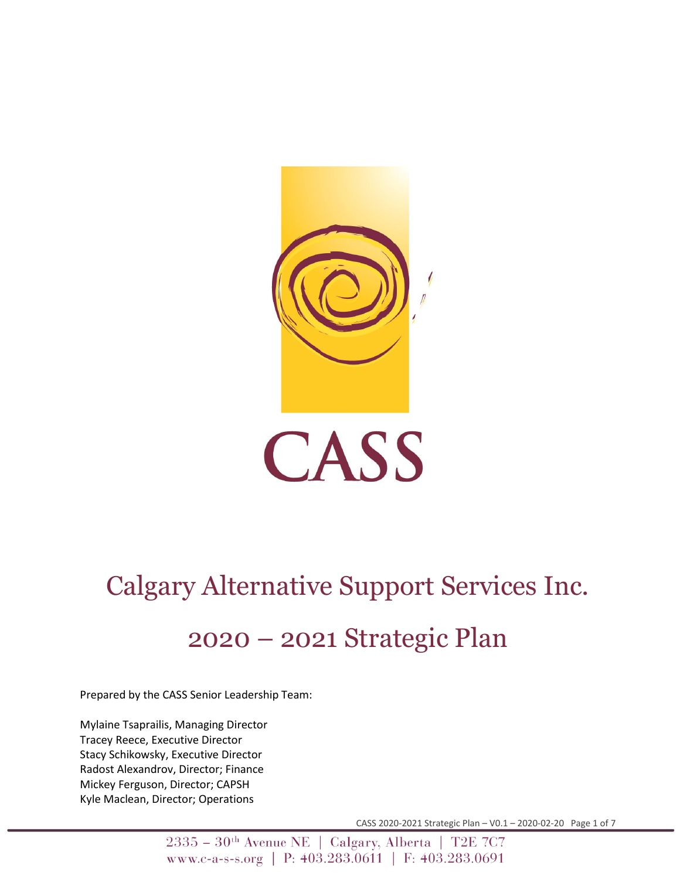# CASS

# Calgary Alternative Support Services Inc.

## 2020 – 2021 Strategic Plan

Prepared by the CASS Senior Leadership Team:

Mylaine Tsaprailis, Managing Director
Tracey Reece, Executive Director
Stacy Schikowsky, Executive Director
Radost Alexandrov, Director; Finance
Mickey Ferguson, Director; CAPSH
Kyle Maclean, Director; Operations

CASS 2020-2021 Strategic Plan – V0.1 – 2020-02-20

2335 – 30th Avenue NE | Calgary, Alberta | T2E 7C7
www.c-a-s-s.org | P: 403.283.0611 | F: 403.283.0691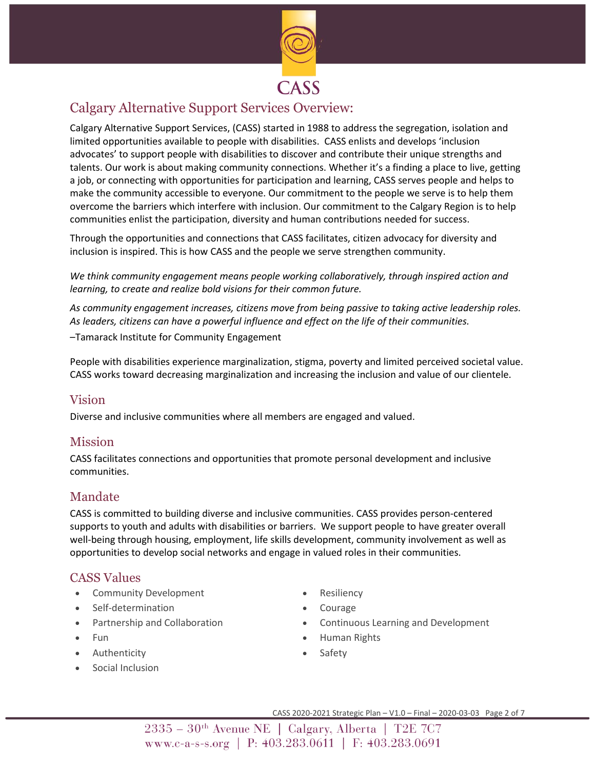# Calgary Alternative Support Services Overview:

Calgary Alternative Support Services, (CASS) started in 1988 to address the segregation, isolation and limited opportunities available to people with disabilities. CASS enlists and develops 'inclusion advocates' to support people with disabilities to discover and contribute their unique strengths and talents. Our work is about making community connections. Whether it's a finding a place to live, getting a job, or connecting with opportunities for participation and learning, CASS serves people and helps to make the community accessible to everyone. Our commitment to the people we serve is to help them overcome the barriers which interfere with inclusion. Our commitment to the Calgary Region is to help communities enlist the participation, diversity and human contributions needed for success.

Through the opportunities and connections that CASS facilitates, citizen advocacy for diversity and inclusion is inspired. This is how CASS and the people we serve strengthen community.

*We think community engagement means people working collaboratively, through inspired action and learning, to create and realize bold visions for their common future.*

*As community engagement increases, citizens move from being passive to taking active leadership roles. As leaders, citizens can have a powerful influence and effect on the life of their communities.*

–Tamarack Institute for Community Engagement

People with disabilities experience marginalization, stigma, poverty and limited perceived societal value. CASS works toward decreasing marginalization and increasing the inclusion and value of our clientele.

## Vision

Diverse and inclusive communities where all members are engaged and valued.

## Mission

CASS facilitates connections and opportunities that promote personal development and inclusive communities.

## Mandate

CASS is committed to building diverse and inclusive communities. CASS provides person-centered supports to youth and adults with disabilities or barriers. We support people to have greater overall well-being through housing, employment, life skills development, community involvement as well as opportunities to develop social networks and engage in valued roles in their communities.

## CASS Values

- Community Development
- Self-determination
- Partnership and Collaboration
- Fun
- Authenticity
- Social Inclusion
- Resiliency
- Courage
- Continuous Learning and Development
- Human Rights
- Safety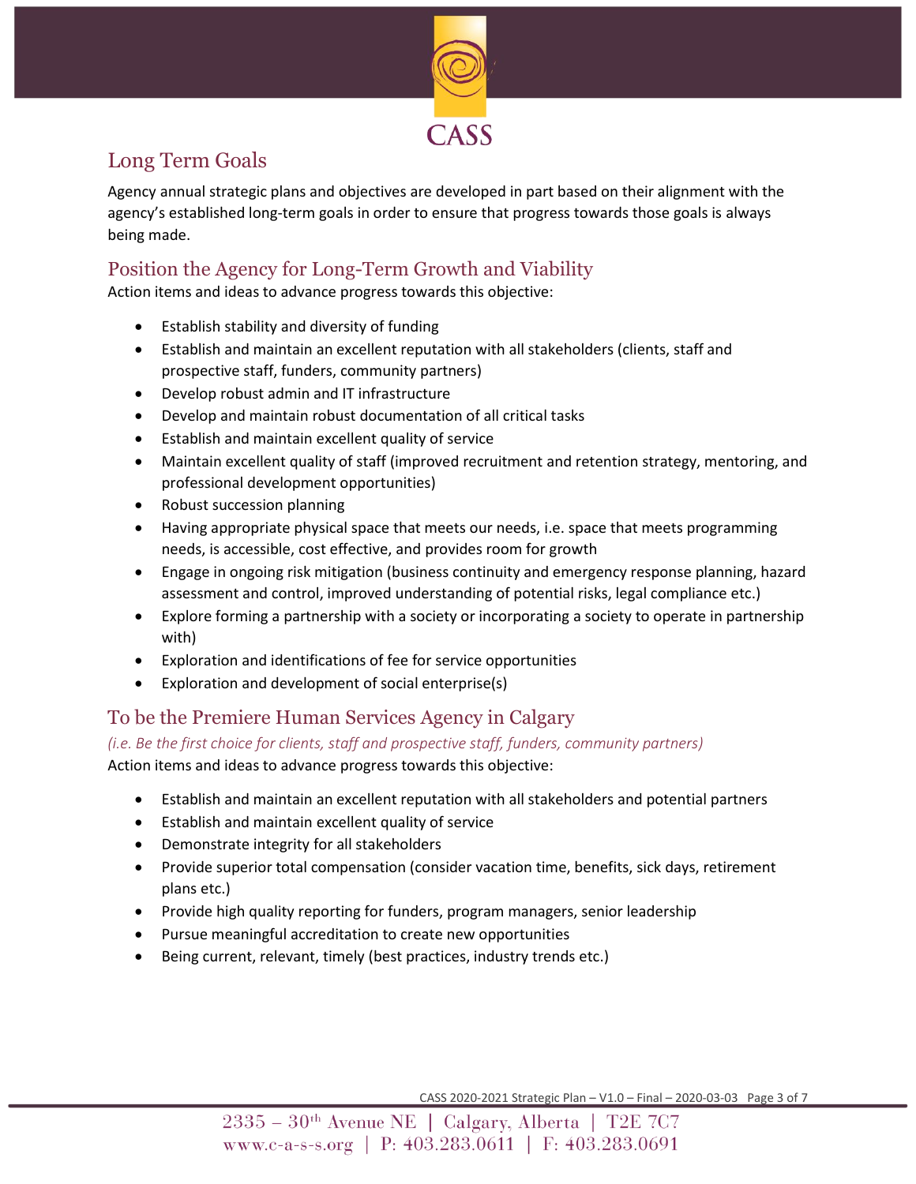## Long Term Goals

Agency annual strategic plans and objectives are developed in part based on their alignment with the agency's established long-term goals in order to ensure that progress towards those goals is always being made.

### Position the Agency for Long-Term Growth and Viability

Action items and ideas to advance progress towards this objective:

- Establish stability and diversity of funding
- Establish and maintain an excellent reputation with all stakeholders (clients, staff and prospective staff, funders, community partners)
- Develop robust admin and IT infrastructure
- Develop and maintain robust documentation of all critical tasks
- Establish and maintain excellent quality of service
- Maintain excellent quality of staff (improved recruitment and retention strategy, mentoring, and professional development opportunities)
- Robust succession planning
- Having appropriate physical space that meets our needs, i.e. space that meets programming needs, is accessible, cost effective, and provides room for growth
- Engage in ongoing risk mitigation (business continuity and emergency response planning, hazard assessment and control, improved understanding of potential risks, legal compliance etc.)
- Explore forming a partnership with a society or incorporating a society to operate in partnership with)
- Exploration and identifications of fee for service opportunities
- Exploration and development of social enterprise(s)

### To be the Premiere Human Services Agency in Calgary

*(i.e. Be the first choice for clients, staff and prospective staff, funders, community partners)*

Action items and ideas to advance progress towards this objective:

- Establish and maintain an excellent reputation with all stakeholders and potential partners
- Establish and maintain excellent quality of service
- Demonstrate integrity for all stakeholders
- Provide superior total compensation (consider vacation time, benefits, sick days, retirement plans etc.)
- Provide high quality reporting for funders, program managers, senior leadership
- Pursue meaningful accreditation to create new opportunities
- Being current, relevant, timely (best practices, industry trends etc.)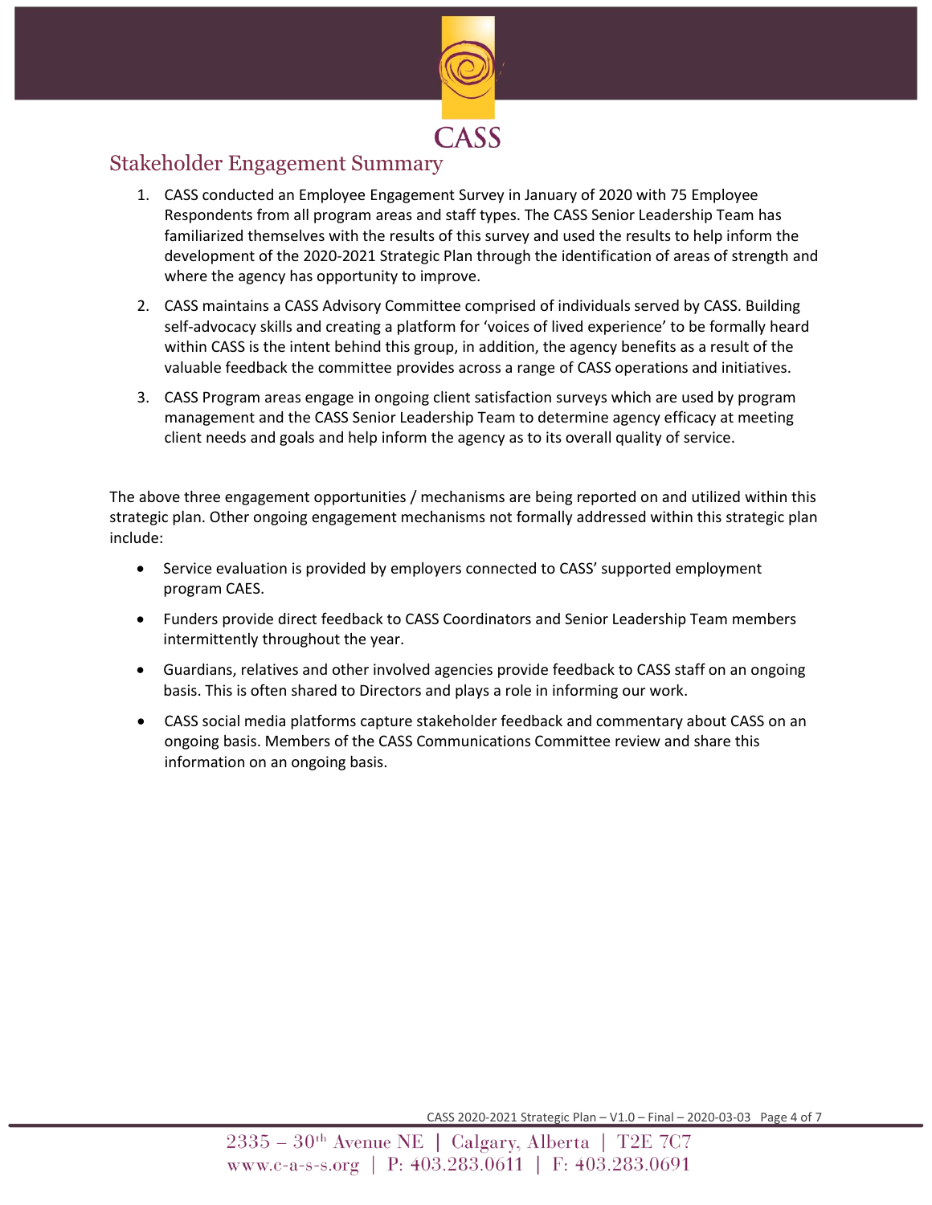## Stakeholder Engagement Summary

1. CASS conducted an Employee Engagement Survey in January of 2020 with 75 Employee Respondents from all program areas and staff types. The CASS Senior Leadership Team has familiarized themselves with the results of this survey and used the results to help inform the development of the 2020-2021 Strategic Plan through the identification of areas of strength and where the agency has opportunity to improve.
2. CASS maintains a CASS Advisory Committee comprised of individuals served by CASS. Building self-advocacy skills and creating a platform for 'voices of lived experience' to be formally heard within CASS is the intent behind this group, in addition, the agency benefits as a result of the valuable feedback the committee provides across a range of CASS operations and initiatives.
3. CASS Program areas engage in ongoing client satisfaction surveys which are used by program management and the CASS Senior Leadership Team to determine agency efficacy at meeting client needs and goals and help inform the agency as to its overall quality of service.

The above three engagement opportunities / mechanisms are being reported on and utilized within this strategic plan. Other ongoing engagement mechanisms not formally addressed within this strategic plan include:

- Service evaluation is provided by employers connected to CASS' supported employment program CAES.
- Funders provide direct feedback to CASS Coordinators and Senior Leadership Team members intermittently throughout the year.
- Guardians, relatives and other involved agencies provide feedback to CASS staff on an ongoing basis. This is often shared to Directors and plays a role in informing our work.
- CASS social media platforms capture stakeholder feedback and commentary about CASS on an ongoing basis. Members of the CASS Communications Committee review and share this information on an ongoing basis.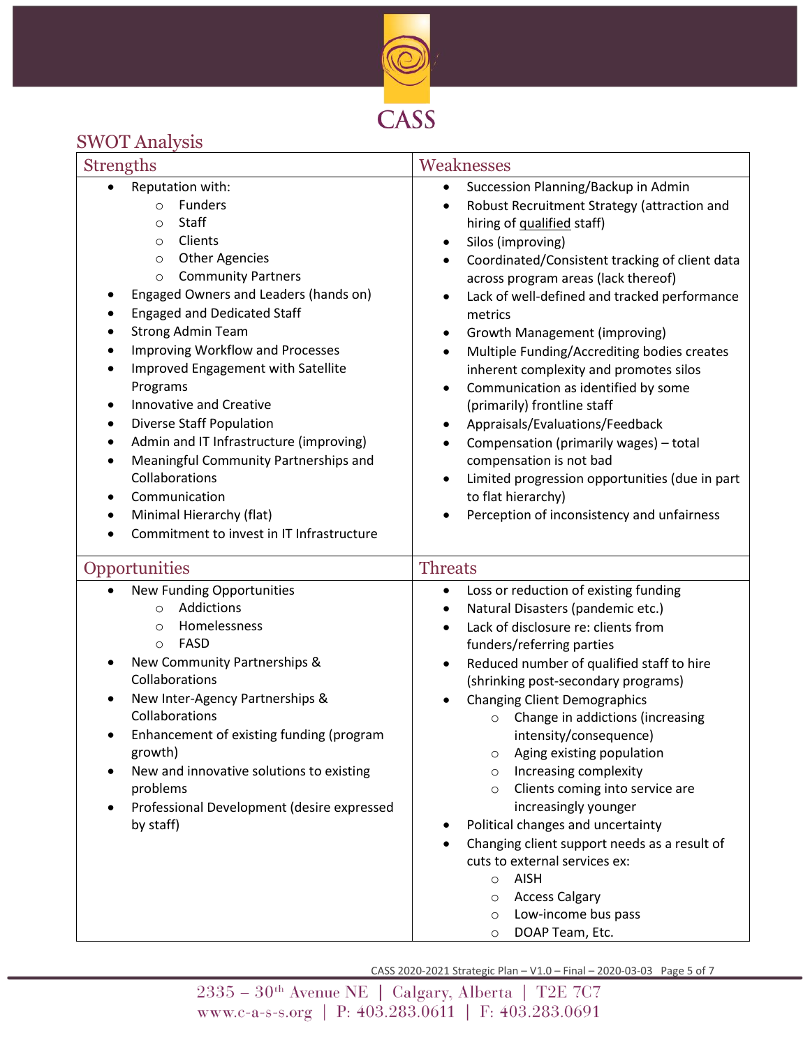## SWOT Analysis

### Strengths

- Reputation with:
  - Funders
  - Staff
  - Clients
  - Other Agencies
  - Community Partners
- Engaged Owners and Leaders (hands on)
- Engaged and Dedicated Staff
- Strong Admin Team
- Improving Workflow and Processes
- Improved Engagement with Satellite Programs
- Innovative and Creative
- Diverse Staff Population
- Admin and IT Infrastructure (improving)
- Meaningful Community Partnerships and Collaborations
- Communication
- Minimal Hierarchy (flat)
- Commitment to invest in IT Infrastructure

### Weaknesses

- Succession Planning/Backup in Admin
- Robust Recruitment Strategy (attraction and hiring of <u>qualified</u> staff)
- Silos (improving)
- Coordinated/Consistent tracking of client data across program areas (lack thereof)
- Lack of well-defined and tracked performance metrics
- Growth Management (improving)
- Multiple Funding/Accrediting bodies creates inherent complexity and promotes silos
- Communication as identified by some (primarily) frontline staff
- Appraisals/Evaluations/Feedback
- Compensation (primarily wages) – total compensation is not bad
- Limited progression opportunities (due in part to flat hierarchy)
- Perception of inconsistency and unfairness

### Opportunities

- New Funding Opportunities
  - Addictions
  - Homelessness
  - FASD
- New Community Partnerships & Collaborations
- New Inter-Agency Partnerships & Collaborations
- Enhancement of existing funding (program growth)
- New and innovative solutions to existing problems
- Professional Development (desire expressed by staff)

### Threats

- Loss or reduction of existing funding
- Natural Disasters (pandemic etc.)
- Lack of disclosure re: clients from funders/referring parties
- Reduced number of qualified staff to hire (shrinking post-secondary programs)
- Changing Client Demographics
  - Change in addictions (increasing intensity/consequence)
  - Aging existing population
  - Increasing complexity
  - Clients coming into service are increasingly younger
- Political changes and uncertainty
- Changing client support needs as a result of cuts to external services ex:
  - AISH
  - Access Calgary
  - Low-income bus pass
  - DOAP Team, Etc.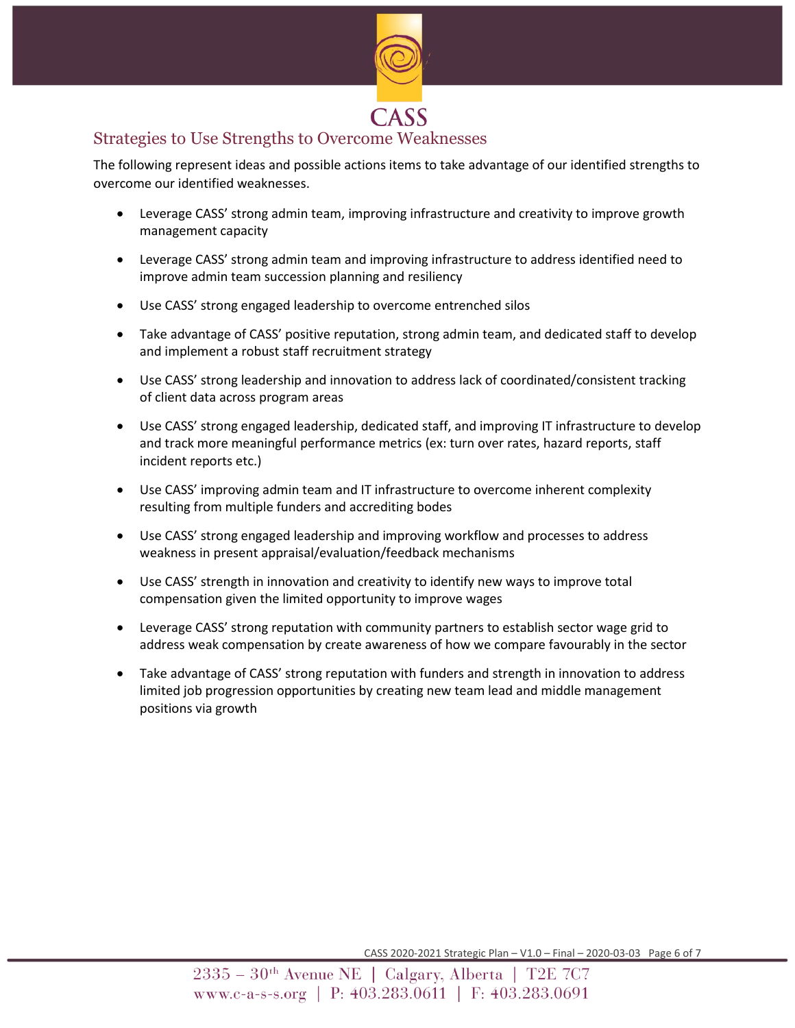## Strategies to Use Strengths to Overcome Weaknesses

The following represent ideas and possible actions items to take advantage of our identified strengths to overcome our identified weaknesses.

- Leverage CASS' strong admin team, improving infrastructure and creativity to improve growth management capacity
- Leverage CASS' strong admin team and improving infrastructure to address identified need to improve admin team succession planning and resiliency
- Use CASS' strong engaged leadership to overcome entrenched silos
- Take advantage of CASS' positive reputation, strong admin team, and dedicated staff to develop and implement a robust staff recruitment strategy
- Use CASS' strong leadership and innovation to address lack of coordinated/consistent tracking of client data across program areas
- Use CASS' strong engaged leadership, dedicated staff, and improving IT infrastructure to develop and track more meaningful performance metrics (ex: turn over rates, hazard reports, staff incident reports etc.)
- Use CASS' improving admin team and IT infrastructure to overcome inherent complexity resulting from multiple funders and accrediting bodes
- Use CASS' strong engaged leadership and improving workflow and processes to address weakness in present appraisal/evaluation/feedback mechanisms
- Use CASS' strength in innovation and creativity to identify new ways to improve total compensation given the limited opportunity to improve wages
- Leverage CASS' strong reputation with community partners to establish sector wage grid to address weak compensation by create awareness of how we compare favourably in the sector
- Take advantage of CASS' strong reputation with funders and strength in innovation to address limited job progression opportunities by creating new team lead and middle management positions via growth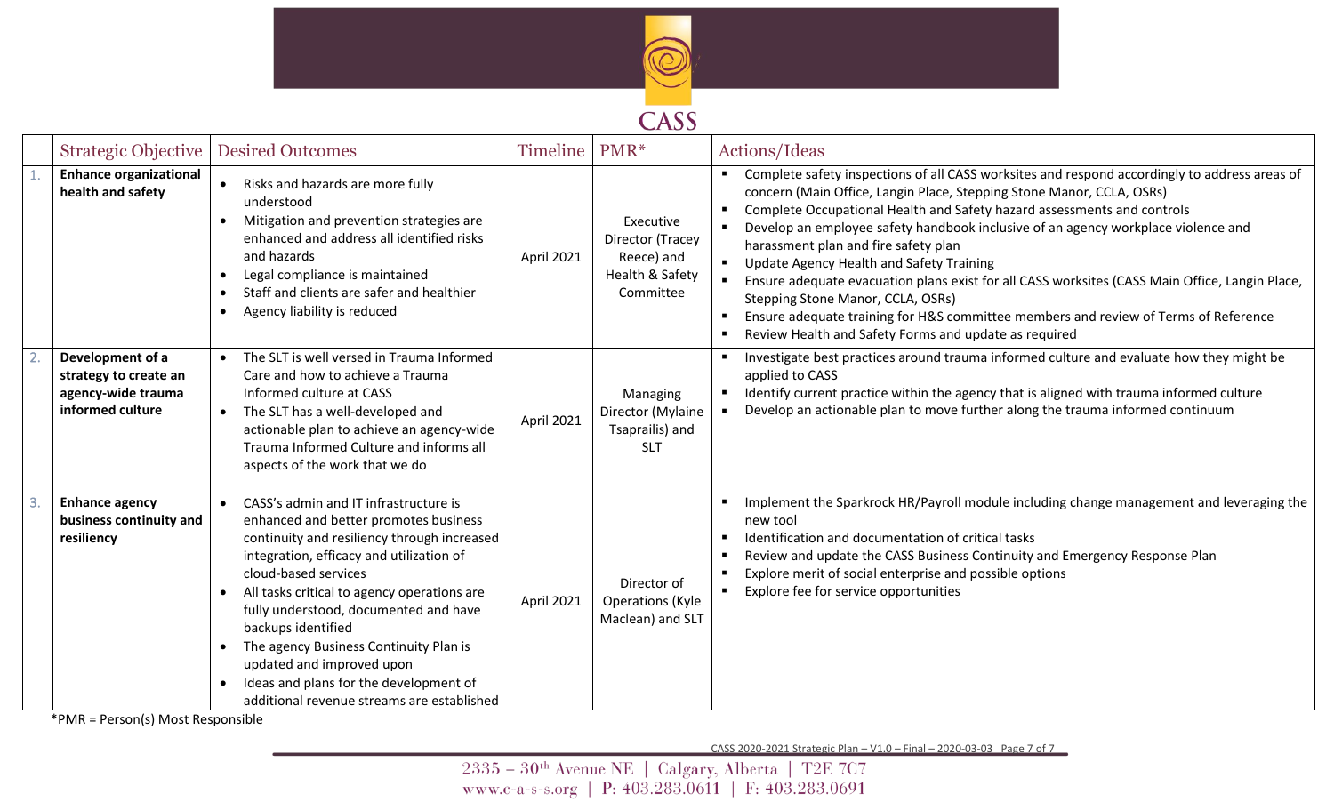| | Strategic Objective | Desired Outcomes | Timeline | PMR* | Actions/Ideas |
|---|---|---|---|---|---|
| 1. | **Enhance organizational health and safety** | • Risks and hazards are more fully understood<br>• Mitigation and prevention strategies are enhanced and address all identified risks and hazards<br>• Legal compliance is maintained<br>• Staff and clients are safer and healthier<br>• Agency liability is reduced | April 2021 | Executive Director (Tracey Reece) and Health & Safety Committee | ▪ Complete safety inspections of all CASS worksites and respond accordingly to address areas of concern (Main Office, Langin Place, Stepping Stone Manor, CCLA, OSRs)<br>▪ Complete Occupational Health and Safety hazard assessments and controls<br>▪ Develop an employee safety handbook inclusive of an agency workplace violence and harassment plan and fire safety plan<br>▪ Update Agency Health and Safety Training<br>▪ Ensure adequate evacuation plans exist for all CASS worksites (CASS Main Office, Langin Place, Stepping Stone Manor, CCLA, OSRs)<br>▪ Ensure adequate training for H&S committee members and review of Terms of Reference<br>▪ Review Health and Safety Forms and update as required |
| 2. | **Development of a strategy to create an agency-wide trauma informed culture** | • The SLT is well versed in Trauma Informed Care and how to achieve a Trauma Informed culture at CASS<br>• The SLT has a well-developed and actionable plan to achieve an agency-wide Trauma Informed Culture and informs all aspects of the work that we do | April 2021 | Managing Director (Mylaine Tsaprailis) and SLT | ▪ Investigate best practices around trauma informed culture and evaluate how they might be applied to CASS<br>▪ Identify current practice within the agency that is aligned with trauma informed culture<br>▪ Develop an actionable plan to move further along the trauma informed continuum |
| 3. | **Enhance agency business continuity and resiliency** | • CASS's admin and IT infrastructure is enhanced and better promotes business continuity and resiliency through increased integration, efficacy and utilization of cloud-based services<br>• All tasks critical to agency operations are fully understood, documented and have backups identified<br>• The agency Business Continuity Plan is updated and improved upon<br>• Ideas and plans for the development of additional revenue streams are established | April 2021 | Director of Operations (Kyle Maclean) and SLT | ▪ Implement the Sparkrock HR/Payroll module including change management and leveraging the new tool<br>▪ Identification and documentation of critical tasks<br>▪ Review and update the CASS Business Continuity and Emergency Response Plan<br>▪ Explore merit of social enterprise and possible options<br>▪ Explore fee for service opportunities |

*PMR = Person(s) Most Responsible